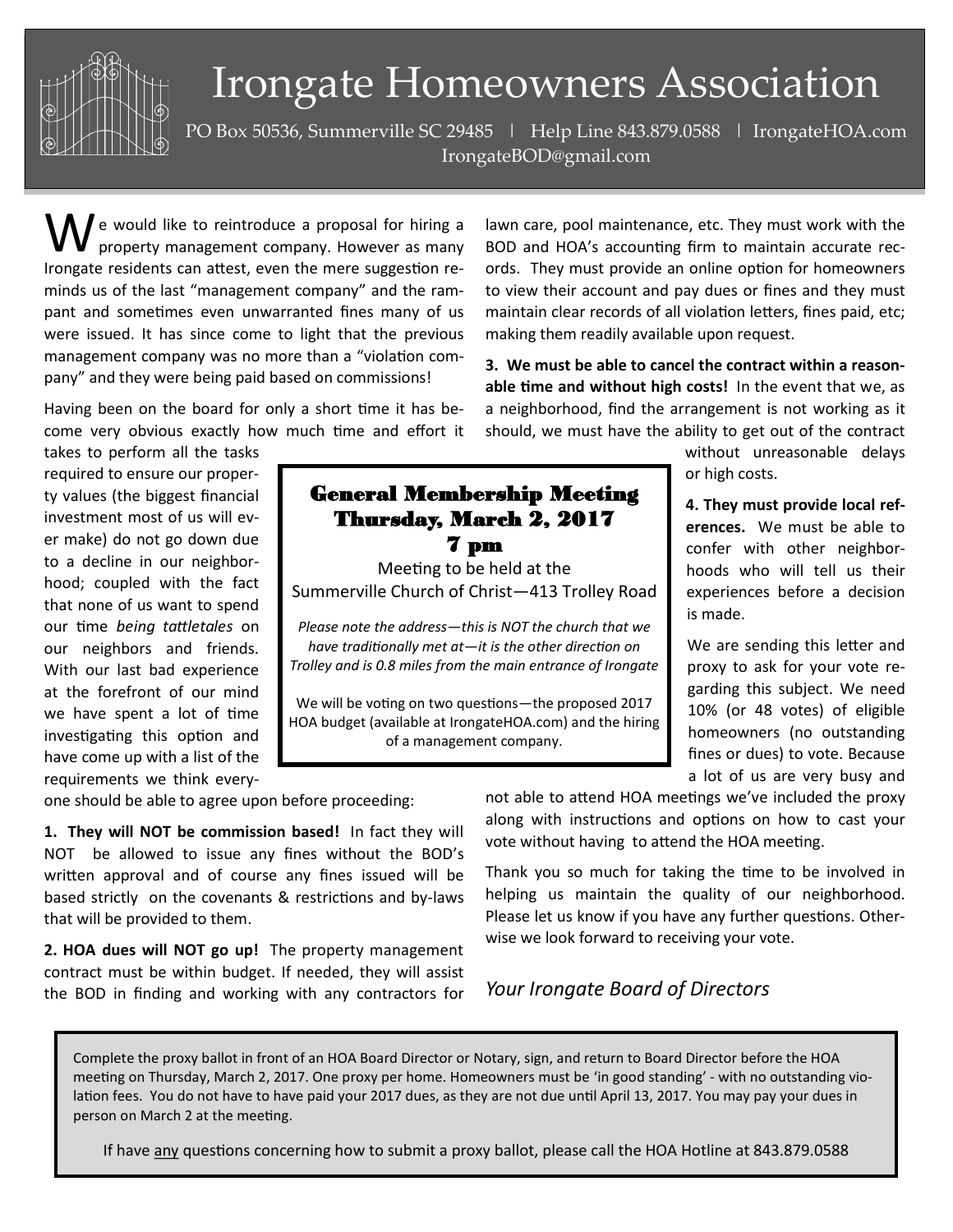# Irongate Homeowners Association

PO Box 50536, Summerville SC 29485 | Help Line 843.879.0588 | IrongateHOA.com
IrongateBOD@gmail.com

We would like to reintroduce a proposal for hiring a property management company. However as many Irongate residents can attest, even the mere suggestion reminds us of the last "management company" and the rampant and sometimes even unwarranted fines many of us were issued. It has since come to light that the previous management company was no more than a "violation company" and they were being paid based on commissions!

Having been on the board for only a short time it has become very obvious exactly how much time and effort it takes to perform all the tasks required to ensure our property values (the biggest financial investment most of us will ever make) do not go down due to a decline in our neighborhood; coupled with the fact that none of us want to spend our time *being tattletales* on our neighbors and friends. With our last bad experience at the forefront of our mind we have spent a lot of time investigating this option and have come up with a list of the requirements we think everyone should be able to agree upon before proceeding:

**1. They will NOT be commission based!** In fact they will NOT be allowed to issue any fines without the BOD's written approval and of course any fines issued will be based strictly on the covenants & restrictions and by-laws that will be provided to them.

**2. HOA dues will NOT go up!** The property management contract must be within budget. If needed, they will assist the BOD in finding and working with any contractors for lawn care, pool maintenance, etc. They must work with the BOD and HOA's accounting firm to maintain accurate records. They must provide an online option for homeowners to view their account and pay dues or fines and they must maintain clear records of all violation letters, fines paid, etc; making them readily available upon request.

**3. We must be able to cancel the contract within a reasonable time and without high costs!** In the event that we, as a neighborhood, find the arrangement is not working as it should, we must have the ability to get out of the contract without unreasonable delays or high costs.

**4. They must provide local references.** We must be able to confer with other neighborhoods who will tell us their experiences before a decision is made.

We are sending this letter and proxy to ask for your vote regarding this subject. We need 10% (or 48 votes) of eligible homeowners (no outstanding fines or dues) to vote. Because a lot of us are very busy and not able to attend HOA meetings we've included the proxy along with instructions and options on how to cast your vote without having to attend the HOA meeting.

Thank you so much for taking the time to be involved in helping us maintain the quality of our neighborhood. Please let us know if you have any further questions. Otherwise we look forward to receiving your vote.

*Your Irongate Board of Directors*

## General Membership Meeting
## Thursday, March 2, 2017
## 7 pm

Meeting to be held at the
Summerville Church of Christ—413 Trolley Road

*Please note the address—this is NOT the church that we have traditionally met at—it is the other direction on Trolley and is 0.8 miles from the main entrance of Irongate*

We will be voting on two questions—the proposed 2017 HOA budget (available at IrongateHOA.com) and the hiring of a management company.

---

Complete the proxy ballot in front of an HOA Board Director or Notary, sign, and return to Board Director before the HOA meeting on Thursday, March 2, 2017. One proxy per home. Homeowners must be 'in good standing' - with no outstanding violation fees. You do not have to have paid your 2017 dues, as they are not due until April 13, 2017. You may pay your dues in person on March 2 at the meeting.

If have <u>any</u> questions concerning how to submit a proxy ballot, please call the HOA Hotline at 843.879.0588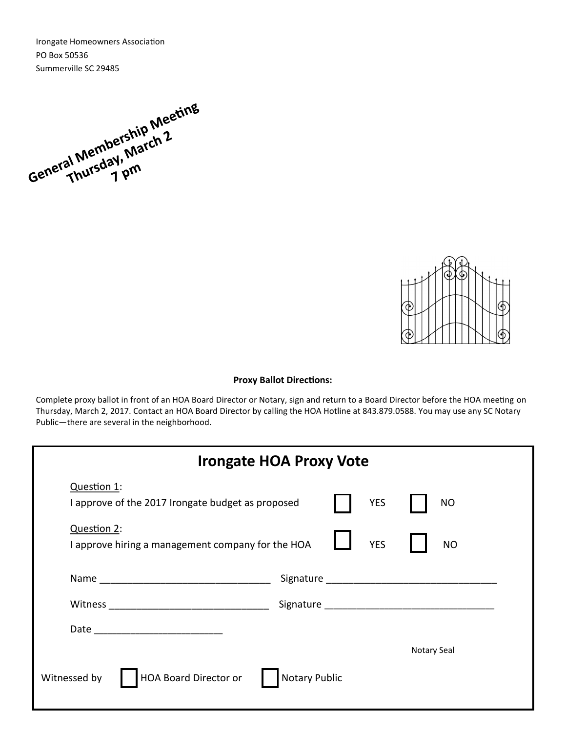Irongate Homeowners Association
PO Box 50536
Summerville SC 29485

**General Membership Meeting**
**Thursday, March 2**
**7 pm**

**Proxy Ballot Directions:**

Complete proxy ballot in front of an HOA Board Director or Notary, sign and return to a Board Director before the HOA meeting on Thursday, March 2, 2017. Contact an HOA Board Director by calling the HOA Hotline at 843.879.0588. You may use any SC Notary Public—there are several in the neighborhood.

## Irongate HOA Proxy Vote

Question 1:
I approve of the 2017 Irongate budget as proposed ☐ YES ☐ NO

Question 2:
I approve hiring a management company for the HOA ☐ YES ☐ NO

Name ______________________________ Signature ______________________________

Witness ____________________________ Signature ______________________________

Date ________________________

Notary Seal

Witnessed by ☐ HOA Board Director or ☐ Notary Public